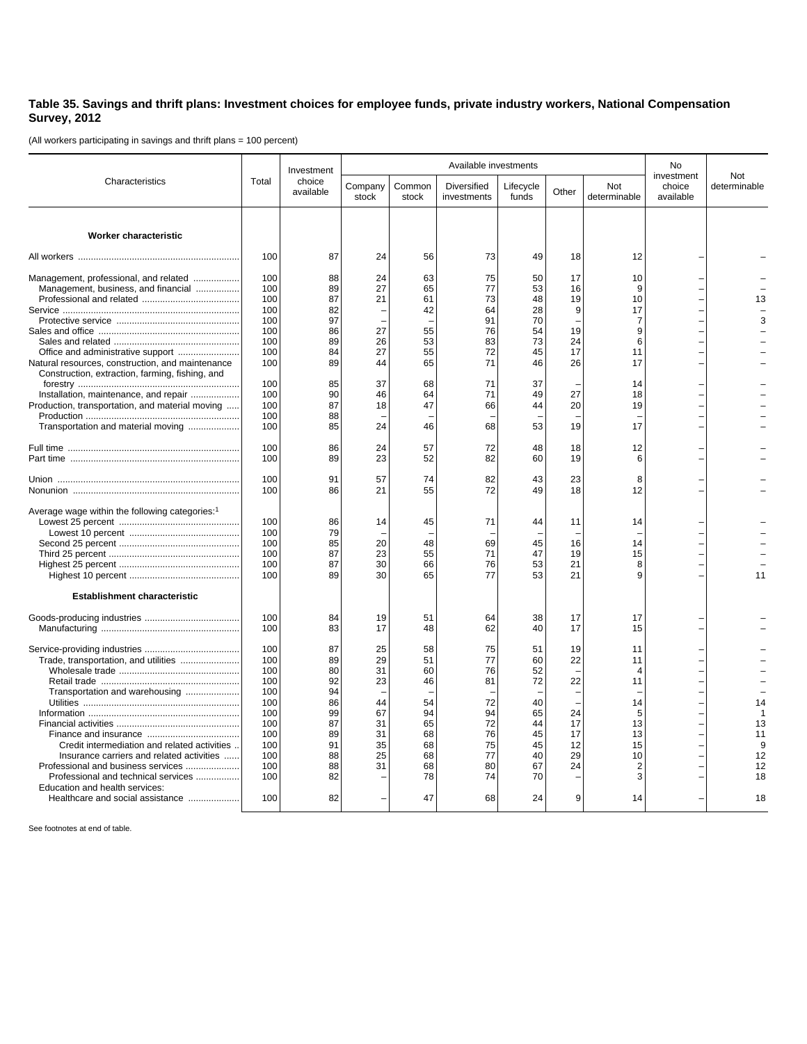**Table 35. Savings and thrift plans: Investment choices for employee funds, private industry workers, National Compensation Survey, 2012**

(All workers participating in savings and thrift plans = 100 percent)

| Characteristics | Total | Investment choice available | Available investments | | | | | | No investment choice available | Not determinable |
|---|---|---|---|---|---|---|---|---|---|---|
| | | | Company stock | Common stock | Diversified investments | Lifecycle funds | Other | Not determinable | | |
| **Worker characteristic** | | | | | | | | | | |
| All workers | 100 | 87 | 24 | 56 | 73 | 49 | 18 | 12 | – | – |
| Management, professional, and related | 100 | 88 | 24 | 63 | 75 | 50 | 17 | 10 | – | – |
| Management, business, and financial | 100 | 89 | 27 | 65 | 77 | 53 | 16 | 9 | – | – |
| Professional and related | 100 | 87 | 21 | 61 | 73 | 48 | 19 | 10 | – | 13 |
| Service | 100 | 82 | – | 42 | 64 | 28 | 9 | 17 | – | – |
| Protective service | 100 | 97 | – | – | 91 | 70 | – | 7 | – | 3 |
| Sales and office | 100 | 86 | 27 | 55 | 76 | 54 | 19 | 9 | – | – |
| Sales and related | 100 | 89 | 26 | 53 | 83 | 73 | 24 | 6 | – | – |
| Office and administrative support | 100 | 84 | 27 | 55 | 72 | 45 | 17 | 11 | – | – |
| Natural resources, construction, and maintenance | 100 | 89 | 44 | 65 | 71 | 46 | 26 | 17 | – | – |
| Construction, extraction, farming, fishing, and forestry | 100 | 85 | 37 | 68 | 71 | 37 | – | 14 | – | – |
| Installation, maintenance, and repair | 100 | 90 | 46 | 64 | 71 | 49 | 27 | 18 | – | – |
| Production, transportation, and material moving | 100 | 87 | 18 | 47 | 66 | 44 | 20 | 19 | – | – |
| Production | 100 | 88 | – | – | – | – | – | – | – | – |
| Transportation and material moving | 100 | 85 | 24 | 46 | 68 | 53 | 19 | 17 | – | – |
| Full time | 100 | 86 | 24 | 57 | 72 | 48 | 18 | 12 | – | – |
| Part time | 100 | 89 | 23 | 52 | 82 | 60 | 19 | 6 | – | – |
| Union | 100 | 91 | 57 | 74 | 82 | 43 | 23 | 8 | – | – |
| Nonunion | 100 | 86 | 21 | 55 | 72 | 49 | 18 | 12 | – | – |
| Average wage within the following categories:[1] | | | | | | | | | | |
| Lowest 25 percent | 100 | 86 | 14 | 45 | 71 | 44 | 11 | 14 | – | – |
| Lowest 10 percent | 100 | 79 | – | – | – | – | – | – | – | – |
| Second 25 percent | 100 | 85 | 20 | 48 | 69 | 45 | 16 | 14 | – | – |
| Third 25 percent | 100 | 87 | 23 | 55 | 71 | 47 | 19 | 15 | – | – |
| Highest 25 percent | 100 | 87 | 30 | 66 | 76 | 53 | 21 | 8 | – | – |
| Highest 10 percent | 100 | 89 | 30 | 65 | 77 | 53 | 21 | 9 | – | 11 |
| **Establishment characteristic** | | | | | | | | | | |
| Goods-producing industries | 100 | 84 | 19 | 51 | 64 | 38 | 17 | 17 | – | – |
| Manufacturing | 100 | 83 | 17 | 48 | 62 | 40 | 17 | 15 | – | – |
| Service-providing industries | 100 | 87 | 25 | 58 | 75 | 51 | 19 | 11 | – | – |
| Trade, transportation, and utilities | 100 | 89 | 29 | 51 | 77 | 60 | 22 | 11 | – | – |
| Wholesale trade | 100 | 80 | 31 | 60 | 76 | 52 | – | 4 | – | – |
| Retail trade | 100 | 92 | 23 | 46 | 81 | 72 | 22 | 11 | – | – |
| Transportation and warehousing | 100 | 94 | – | – | – | – | – | – | – | – |
| Utilities | 100 | 86 | 44 | 54 | 72 | 40 | – | 14 | – | 14 |
| Information | 100 | 99 | 67 | 94 | 94 | 65 | 24 | 5 | – | 1 |
| Financial activities | 100 | 87 | 31 | 65 | 72 | 44 | 17 | 13 | – | 13 |
| Finance and insurance | 100 | 89 | 31 | 68 | 76 | 45 | 17 | 13 | – | 11 |
| Credit intermediation and related activities | 100 | 91 | 35 | 68 | 75 | 45 | 12 | 15 | – | 9 |
| Insurance carriers and related activities | 100 | 88 | 25 | 68 | 77 | 40 | 29 | 10 | – | 12 |
| Professional and business services | 100 | 88 | 31 | 68 | 80 | 67 | 24 | 2 | – | 12 |
| Professional and technical services | 100 | 82 | – | 78 | 74 | 70 | – | 3 | – | 18 |
| Education and health services: Healthcare and social assistance | 100 | 82 | – | 47 | 68 | 24 | 9 | 14 | – | 18 |

See footnotes at end of table.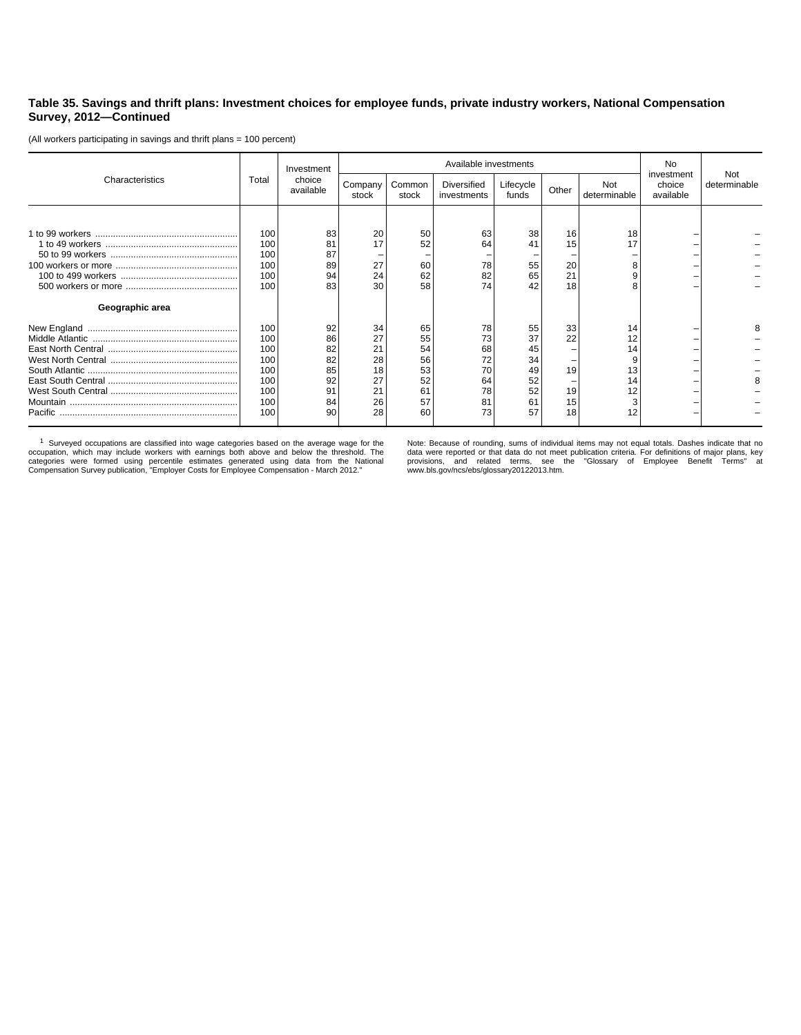**Table 35. Savings and thrift plans: Investment choices for employee funds, private industry workers, National Compensation Survey, 2012—Continued**

(All workers participating in savings and thrift plans = 100 percent)

| Characteristics | Total | Investment choice available | Available investments | | | | | | No investment choice available | Not determinable |
|---|---|---|---|---|---|---|---|---|---|---|
| | | | Company stock | Common stock | Diversified investments | Lifecycle funds | Other | Not determinable | | |
| 1 to 99 workers | 100 | 83 | 20 | 50 | 63 | 38 | 16 | 18 | – | – |
| 1 to 49 workers | 100 | 81 | 17 | 52 | 64 | 41 | 15 | 17 | – | – |
| 50 to 99 workers | 100 | 87 | – | – | – | – | – | – | – | – |
| 100 workers or more | 100 | 89 | 27 | 60 | 78 | 55 | 20 | 8 | – | – |
| 100 to 499 workers | 100 | 94 | 24 | 62 | 82 | 65 | 21 | 9 | – | – |
| 500 workers or more | 100 | 83 | 30 | 58 | 74 | 42 | 18 | 8 | – | – |
| **Geographic area** | | | | | | | | | | |
| New England | 100 | 92 | 34 | 65 | 78 | 55 | 33 | 14 | – | 8 |
| Middle Atlantic | 100 | 86 | 27 | 55 | 73 | 37 | 22 | 12 | – | – |
| East North Central | 100 | 82 | 21 | 54 | 68 | 45 | – | 14 | – | – |
| West North Central | 100 | 82 | 28 | 56 | 72 | 34 | – | 9 | – | – |
| South Atlantic | 100 | 85 | 18 | 53 | 70 | 49 | 19 | 13 | – | – |
| East South Central | 100 | 92 | 27 | 52 | 64 | 52 | – | 14 | – | 8 |
| West South Central | 100 | 91 | 21 | 61 | 78 | 52 | 19 | 12 | – | – |
| Mountain | 100 | 84 | 26 | 57 | 81 | 61 | 15 | 3 | – | – |
| Pacific | 100 | 90 | 28 | 60 | 73 | 57 | 18 | 12 | – | – |

[1] Surveyed occupations are classified into wage categories based on the average wage for the occupation, which may include workers with earnings both above and below the threshold. The categories were formed using percentile estimates generated using data from the National Compensation Survey publication, "Employer Costs for Employee Compensation - March 2012."

Note: Because of rounding, sums of individual items may not equal totals. Dashes indicate that no data were reported or that data do not meet publication criteria. For definitions of major plans, key provisions, and related terms, see the "Glossary of Employee Benefit Terms" at www.bls.gov/ncs/ebs/glossary20122013.htm.